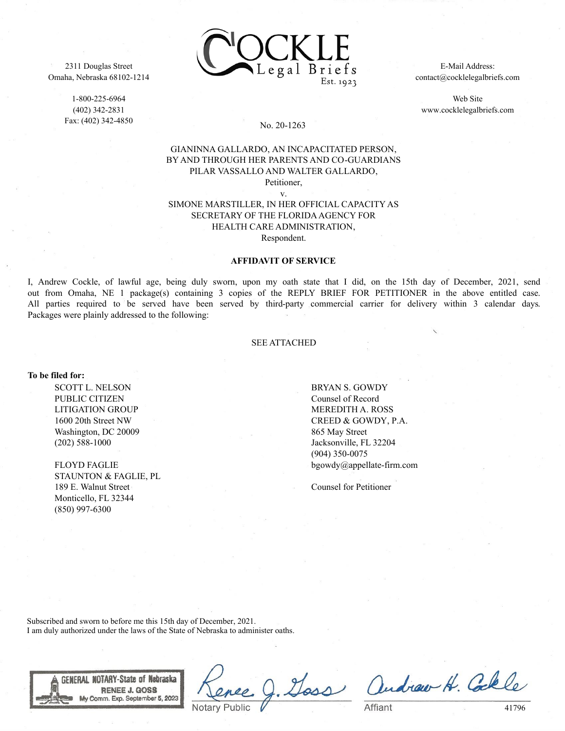2311 Douglas Street
Omaha, Nebraska 68102-1214

1-800-225-6964
(402) 342-2831
Fax: (402) 342-4850

COCKLE
Legal Briefs
Est. 1923

E-Mail Address:
contact@cocklelegalbriefs.com

Web Site
www.cocklelegalbriefs.com

No. 20-1263

GIANINNA GALLARDO, AN INCAPACITATED PERSON,
BY AND THROUGH HER PARENTS AND CO-GUARDIANS
PILAR VASSALLO AND WALTER GALLARDO,
Petitioner,
v.
SIMONE MARSTILLER, IN HER OFFICIAL CAPACITY AS
SECRETARY OF THE FLORIDA AGENCY FOR
HEALTH CARE ADMINISTRATION,
Respondent.

**AFFIDAVIT OF SERVICE**

I, Andrew Cockle, of lawful age, being duly sworn, upon my oath state that I did, on the 15th day of December, 2021, send out from Omaha, NE 1 package(s) containing 3 copies of the REPLY BRIEF FOR PETITIONER in the above entitled case. All parties required to be served have been served by third-party commercial carrier for delivery within 3 calendar days. Packages were plainly addressed to the following:

SEE ATTACHED

**To be filed for:**

SCOTT L. NELSON
PUBLIC CITIZEN
LITIGATION GROUP
1600 20th Street NW
Washington, DC 20009
(202) 588-1000

FLOYD FAGLIE
STAUNTON & FAGLIE, PL
189 E. Walnut Street
Monticello, FL 32344
(850) 997-6300

BRYAN S. GOWDY
Counsel of Record
MEREDITH A. ROSS
CREED & GOWDY, P.A.
865 May Street
Jacksonville, FL 32204
(904) 350-0075
bgowdy@appellate-firm.com

Counsel for Petitioner

Subscribed and sworn to before me this 15th day of December, 2021.
I am duly authorized under the laws of the State of Nebraska to administer oaths.

GENERAL NOTARY-State of Nebraska
RENEE J. GOSS
My Comm. Exp. September 5, 2023

Renee J. Goss
Notary Public

Andrew H. Cockle
Affiant

41796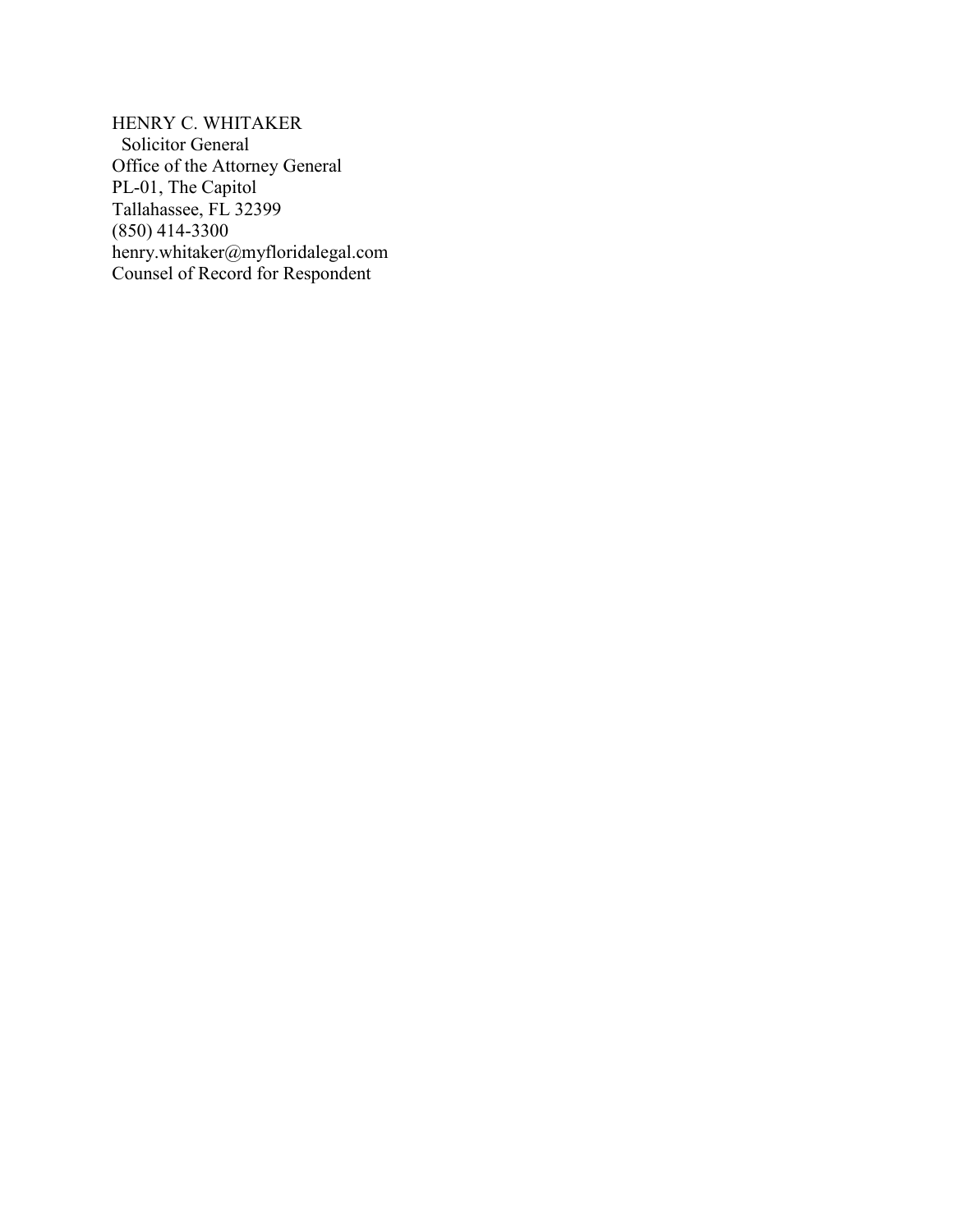HENRY C. WHITAKER
  Solicitor General
Office of the Attorney General
PL-01, The Capitol
Tallahassee, FL 32399
(850) 414-3300
henry.whitaker@myfloridalegal.com
Counsel of Record for Respondent